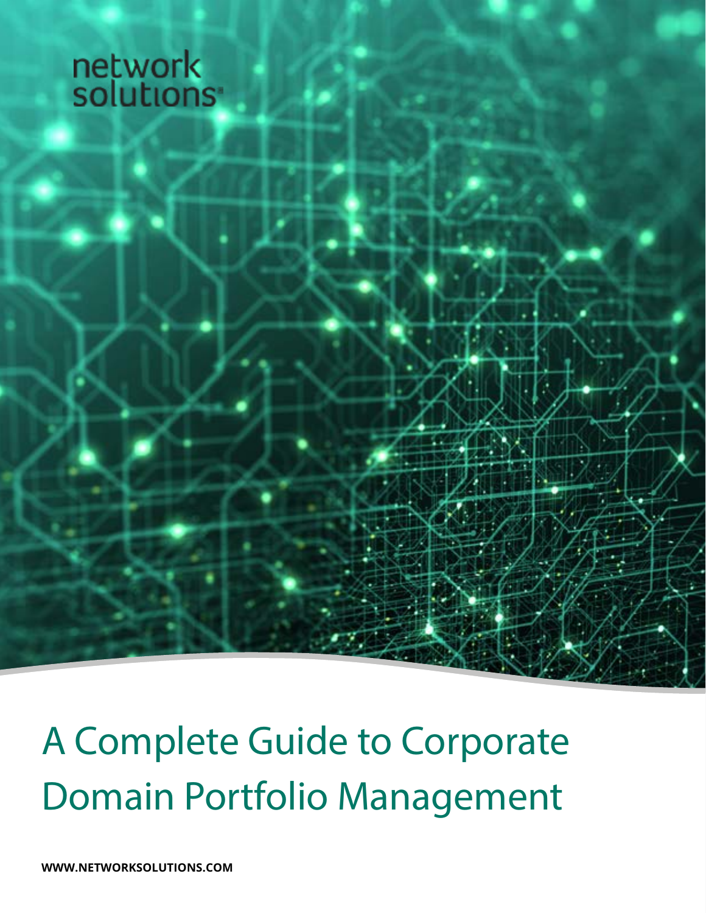network solutions

# A Complete Guide to Corporate Domain Portfolio Management

**WWW.NETWORKSOLUTIONS.COM**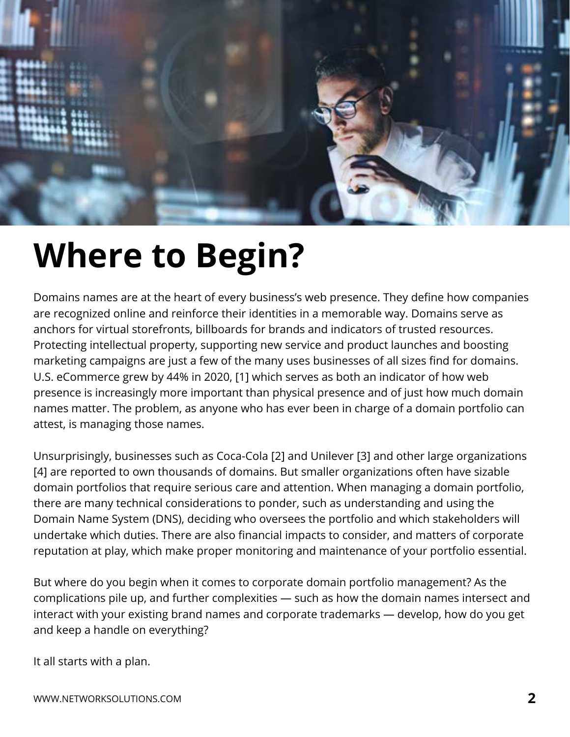# Where to Begin?

Domains names are at the heart of every business's web presence. They define how companies are recognized online and reinforce their identities in a memorable way. Domains serve as anchors for virtual storefronts, billboards for brands and indicators of trusted resources. Protecting intellectual property, supporting new service and product launches and boosting marketing campaigns are just a few of the many uses businesses of all sizes find for domains. U.S. eCommerce grew by 44% in 2020, [1] which serves as both an indicator of how web presence is increasingly more important than physical presence and of just how much domain names matter. The problem, as anyone who has ever been in charge of a domain portfolio can attest, is managing those names.

Unsurprisingly, businesses such as Coca-Cola [2] and Unilever [3] and other large organizations [4] are reported to own thousands of domains. But smaller organizations often have sizable domain portfolios that require serious care and attention. When managing a domain portfolio, there are many technical considerations to ponder, such as understanding and using the Domain Name System (DNS), deciding who oversees the portfolio and which stakeholders will undertake which duties. There are also financial impacts to consider, and matters of corporate reputation at play, which make proper monitoring and maintenance of your portfolio essential.

But where do you begin when it comes to corporate domain portfolio management? As the complications pile up, and further complexities — such as how the domain names intersect and interact with your existing brand names and corporate trademarks — develop, how do you get and keep a handle on everything?

It all starts with a plan.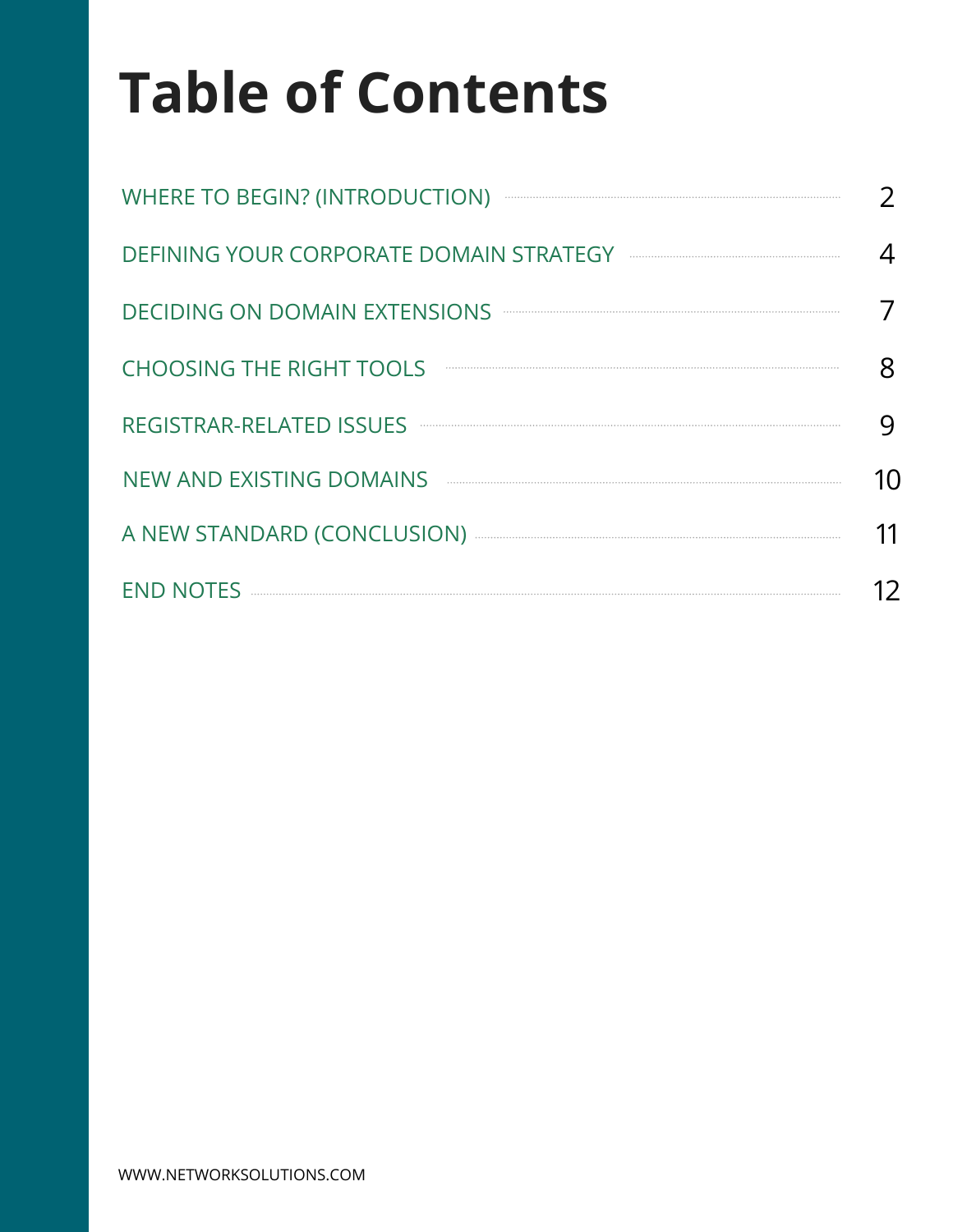# Table of Contents

| | |
|---|---|
| WHERE TO BEGIN? (INTRODUCTION) | 2 |
| DEFINING YOUR CORPORATE DOMAIN STRATEGY | 4 |
| DECIDING ON DOMAIN EXTENSIONS | 7 |
| CHOOSING THE RIGHT TOOLS | 8 |
| REGISTRAR-RELATED ISSUES | 9 |
| NEW AND EXISTING DOMAINS | 10 |
| A NEW STANDARD (CONCLUSION) | 11 |
| END NOTES | 12 |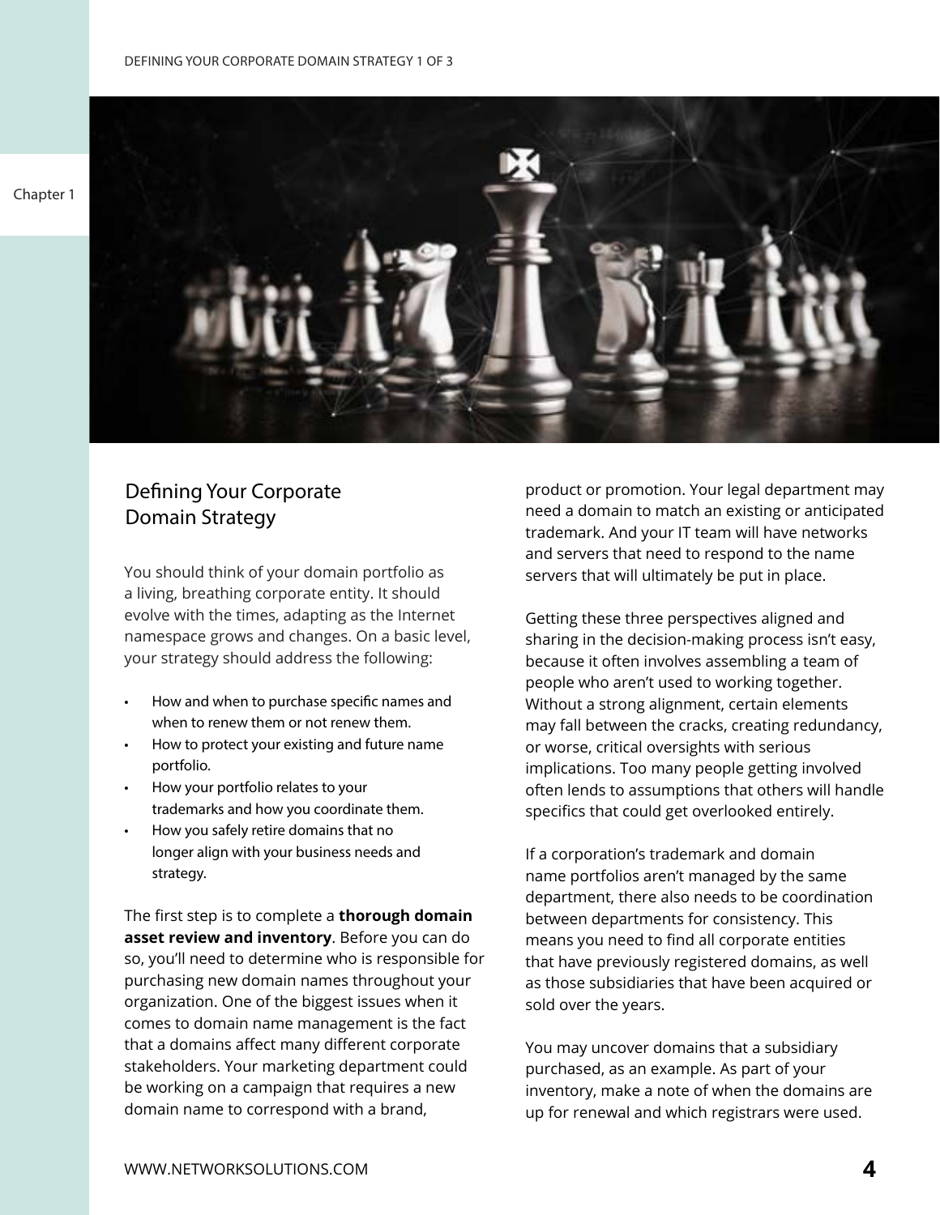## Defining Your Corporate Domain Strategy

You should think of your domain portfolio as a living, breathing corporate entity. It should evolve with the times, adapting as the Internet namespace grows and changes. On a basic level, your strategy should address the following:

- How and when to purchase specific names and when to renew them or not renew them.
- How to protect your existing and future name portfolio.
- How your portfolio relates to your trademarks and how you coordinate them.
- How you safely retire domains that no longer align with your business needs and strategy.

The first step is to complete a **thorough domain asset review and inventory**. Before you can do so, you'll need to determine who is responsible for purchasing new domain names throughout your organization. One of the biggest issues when it comes to domain name management is the fact that a domains affect many different corporate stakeholders. Your marketing department could be working on a campaign that requires a new domain name to correspond with a brand, product or promotion. Your legal department may need a domain to match an existing or anticipated trademark. And your IT team will have networks and servers that need to respond to the name servers that will ultimately be put in place.

Getting these three perspectives aligned and sharing in the decision-making process isn't easy, because it often involves assembling a team of people who aren't used to working together. Without a strong alignment, certain elements may fall between the cracks, creating redundancy, or worse, critical oversights with serious implications. Too many people getting involved often lends to assumptions that others will handle specifics that could get overlooked entirely.

If a corporation's trademark and domain name portfolios aren't managed by the same department, there also needs to be coordination between departments for consistency. This means you need to find all corporate entities that have previously registered domains, as well as those subsidiaries that have been acquired or sold over the years.

You may uncover domains that a subsidiary purchased, as an example. As part of your inventory, make a note of when the domains are up for renewal and which registrars were used.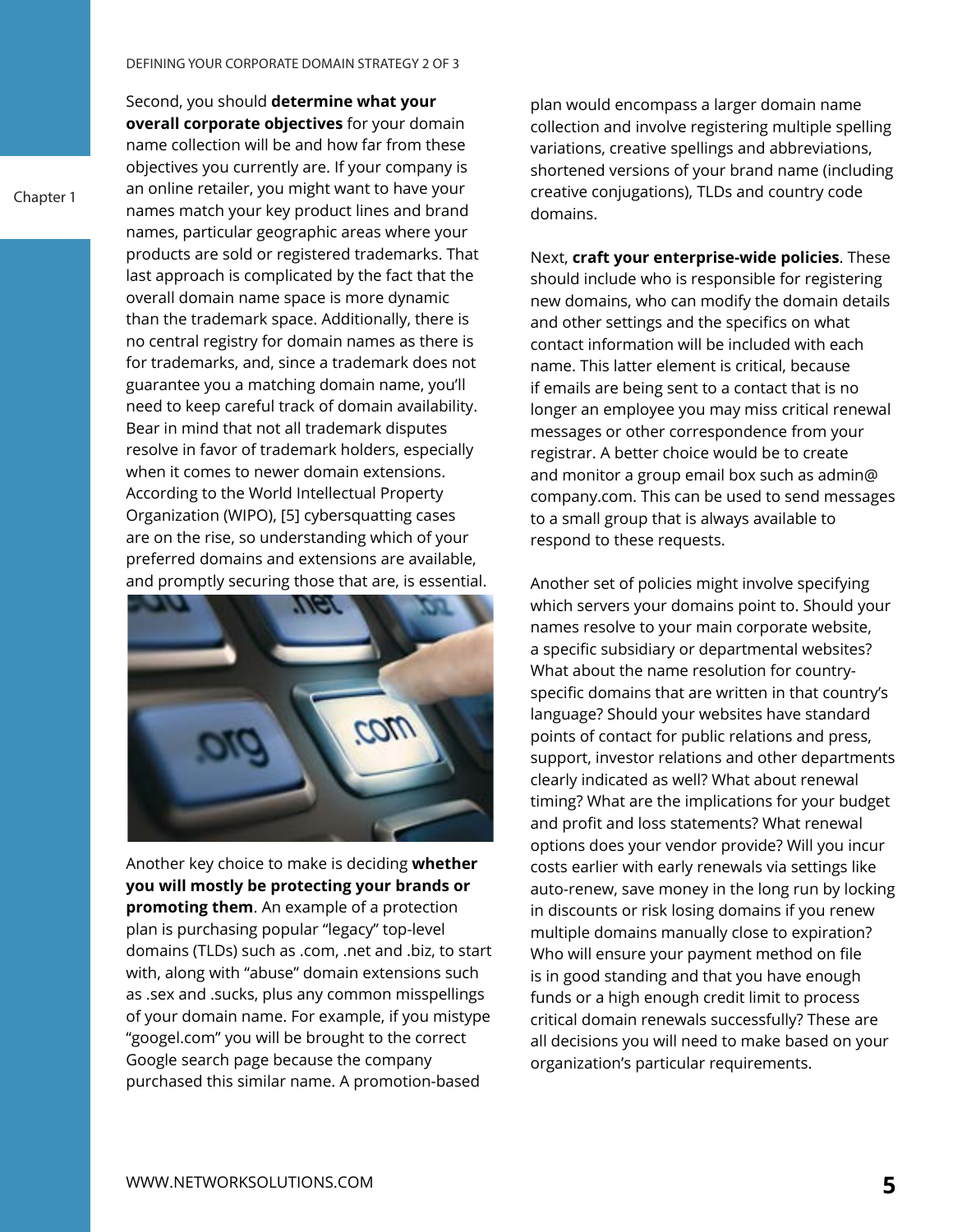Second, you should **determine what your overall corporate objectives** for your domain name collection will be and how far from these objectives you currently are. If your company is an online retailer, you might want to have your names match your key product lines and brand names, particular geographic areas where your products are sold or registered trademarks. That last approach is complicated by the fact that the overall domain name space is more dynamic than the trademark space. Additionally, there is no central registry for domain names as there is for trademarks, and, since a trademark does not guarantee you a matching domain name, you'll need to keep careful track of domain availability. Bear in mind that not all trademark disputes resolve in favor of trademark holders, especially when it comes to newer domain extensions. According to the World Intellectual Property Organization (WIPO), [5] cybersquatting cases are on the rise, so understanding which of your preferred domains and extensions are available, and promptly securing those that are, is essential.

Another key choice to make is deciding **whether you will mostly be protecting your brands or promoting them**. An example of a protection plan is purchasing popular "legacy" top-level domains (TLDs) such as .com, .net and .biz, to start with, along with "abuse" domain extensions such as .sex and .sucks, plus any common misspellings of your domain name. For example, if you mistype "googel.com" you will be brought to the correct Google search page because the company purchased this similar name. A promotion-based plan would encompass a larger domain name collection and involve registering multiple spelling variations, creative spellings and abbreviations, shortened versions of your brand name (including creative conjugations), TLDs and country code domains.

Next, **craft your enterprise-wide policies**. These should include who is responsible for registering new domains, who can modify the domain details and other settings and the specifics on what contact information will be included with each name. This latter element is critical, because if emails are being sent to a contact that is no longer an employee you may miss critical renewal messages or other correspondence from your registrar. A better choice would be to create and monitor a group email box such as admin@company.com. This can be used to send messages to a small group that is always available to respond to these requests.

Another set of policies might involve specifying which servers your domains point to. Should your names resolve to your main corporate website, a specific subsidiary or departmental websites? What about the name resolution for country-specific domains that are written in that country's language? Should your websites have standard points of contact for public relations and press, support, investor relations and other departments clearly indicated as well? What about renewal timing? What are the implications for your budget and profit and loss statements? What renewal options does your vendor provide? Will you incur costs earlier with early renewals via settings like auto-renew, save money in the long run by locking in discounts or risk losing domains if you renew multiple domains manually close to expiration? Who will ensure your payment method on file is in good standing and that you have enough funds or a high enough credit limit to process critical domain renewals successfully? These are all decisions you will need to make based on your organization's particular requirements.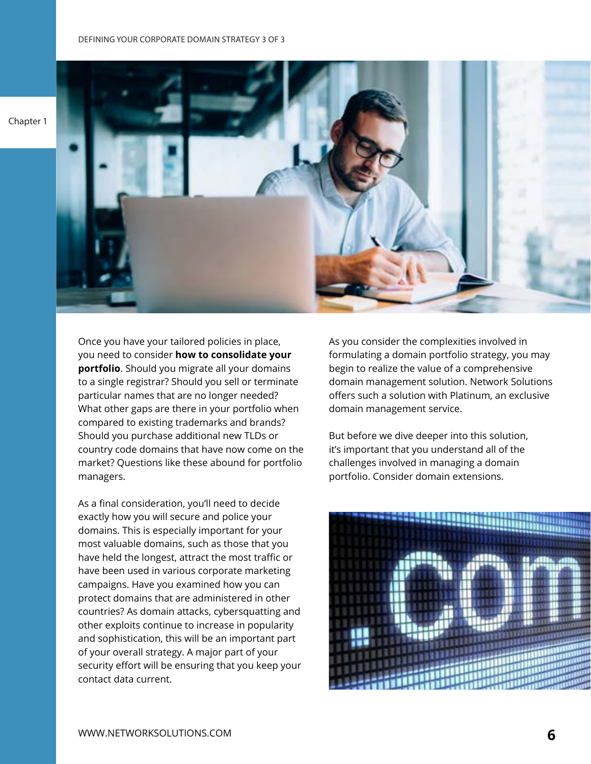Once you have your tailored policies in place, you need to consider **how to consolidate your portfolio**. Should you migrate all your domains to a single registrar? Should you sell or terminate particular names that are no longer needed? What other gaps are there in your portfolio when compared to existing trademarks and brands? Should you purchase additional new TLDs or country code domains that have now come on the market? Questions like these abound for portfolio managers.

As a final consideration, you'll need to decide exactly how you will secure and police your domains. This is especially important for your most valuable domains, such as those that you have held the longest, attract the most traffic or have been used in various corporate marketing campaigns. Have you examined how you can protect domains that are administered in other countries? As domain attacks, cybersquatting and other exploits continue to increase in popularity and sophistication, this will be an important part of your overall strategy. A major part of your security effort will be ensuring that you keep your contact data current.

As you consider the complexities involved in formulating a domain portfolio strategy, you may begin to realize the value of a comprehensive domain management solution. Network Solutions offers such a solution with Platinum, an exclusive domain management service.

But before we dive deeper into this solution, it's important that you understand all of the challenges involved in managing a domain portfolio. Consider domain extensions.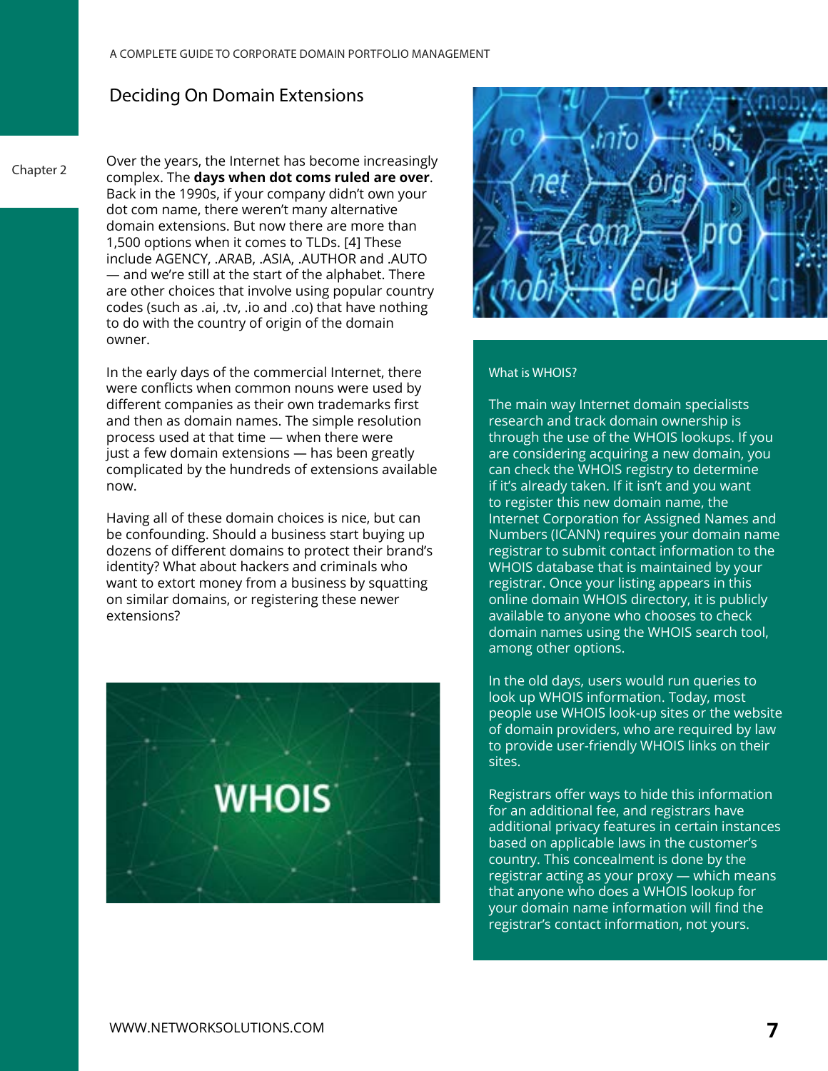## Deciding On Domain Extensions

Over the years, the Internet has become increasingly complex. The **days when dot coms ruled are over**. Back in the 1990s, if your company didn't own your dot com name, there weren't many alternative domain extensions. But now there are more than 1,500 options when it comes to TLDs. [4] These include AGENCY, .ARAB, .ASIA, .AUTHOR and .AUTO — and we're still at the start of the alphabet. There are other choices that involve using popular country codes (such as .ai, .tv, .io and .co) that have nothing to do with the country of origin of the domain owner.

In the early days of the commercial Internet, there were conflicts when common nouns were used by different companies as their own trademarks first and then as domain names. The simple resolution process used at that time — when there were just a few domain extensions — has been greatly complicated by the hundreds of extensions available now.

Having all of these domain choices is nice, but can be confounding. Should a business start buying up dozens of different domains to protect their brand's identity? What about hackers and criminals who want to extort money from a business by squatting on similar domains, or registering these newer extensions?

### What is WHOIS?

The main way Internet domain specialists research and track domain ownership is through the use of the WHOIS lookups. If you are considering acquiring a new domain, you can check the WHOIS registry to determine if it's already taken. If it isn't and you want to register this new domain name, the Internet Corporation for Assigned Names and Numbers (ICANN) requires your domain name registrar to submit contact information to the WHOIS database that is maintained by your registrar. Once your listing appears in this online domain WHOIS directory, it is publicly available to anyone who chooses to check domain names using the WHOIS search tool, among other options.

In the old days, users would run queries to look up WHOIS information. Today, most people use WHOIS look-up sites or the website of domain providers, who are required by law to provide user-friendly WHOIS links on their sites.

Registrars offer ways to hide this information for an additional fee, and registrars have additional privacy features in certain instances based on applicable laws in the customer's country. This concealment is done by the registrar acting as your proxy — which means that anyone who does a WHOIS lookup for your domain name information will find the registrar's contact information, not yours.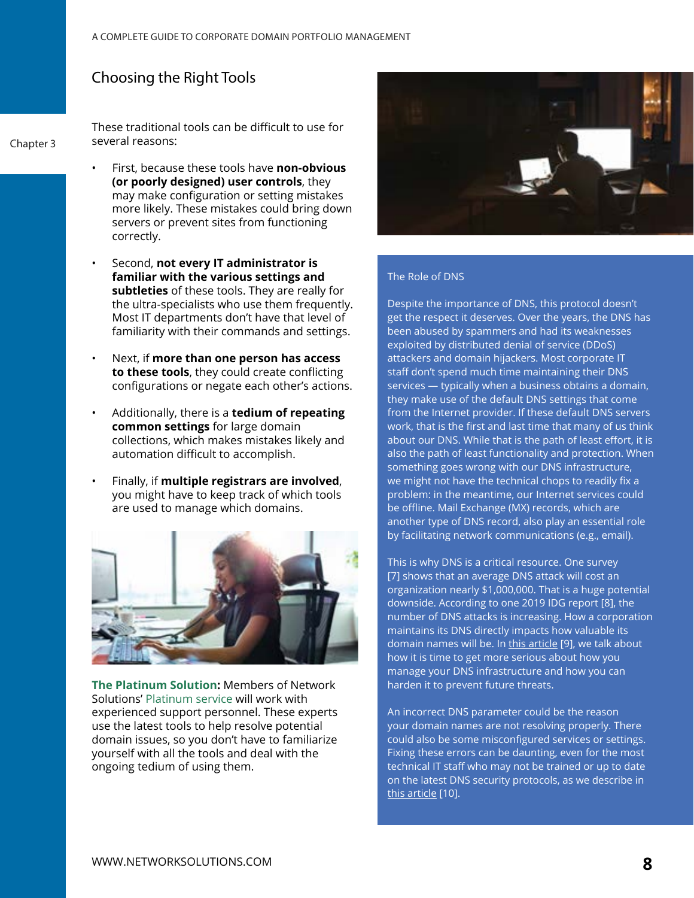## Choosing the Right Tools

These traditional tools can be difficult to use for several reasons:

- First, because these tools have **non-obvious (or poorly designed) user controls**, they may make configuration or setting mistakes more likely. These mistakes could bring down servers or prevent sites from functioning correctly.
- Second, **not every IT administrator is familiar with the various settings and subtleties** of these tools. They are really for the ultra-specialists who use them frequently. Most IT departments don't have that level of familiarity with their commands and settings.
- Next, if **more than one person has access to these tools**, they could create conflicting configurations or negate each other's actions.
- Additionally, there is a **tedium of repeating common settings** for large domain collections, which makes mistakes likely and automation difficult to accomplish.
- Finally, if **multiple registrars are involved**, you might have to keep track of which tools are used to manage which domains.

**The Platinum Solution:** Members of Network Solutions' Platinum service will work with experienced support personnel. These experts use the latest tools to help resolve potential domain issues, so you don't have to familiarize yourself with all the tools and deal with the ongoing tedium of using them.

### The Role of DNS

Despite the importance of DNS, this protocol doesn't get the respect it deserves. Over the years, the DNS has been abused by spammers and had its weaknesses exploited by distributed denial of service (DDoS) attackers and domain hijackers. Most corporate IT staff don't spend much time maintaining their DNS services — typically when a business obtains a domain, they make use of the default DNS settings that come from the Internet provider. If these default DNS servers work, that is the first and last time that many of us think about our DNS. While that is the path of least effort, it is also the path of least functionality and protection. When something goes wrong with our DNS infrastructure, we might not have the technical chops to readily fix a problem: in the meantime, our Internet services could be offline. Mail Exchange (MX) records, which are another type of DNS record, also play an essential role by facilitating network communications (e.g., email).

This is why DNS is a critical resource. One survey [7] shows that an average DNS attack will cost an organization nearly $1,000,000. That is a huge potential downside. According to one 2019 IDG report [8], the number of DNS attacks is increasing. How a corporation maintains its DNS directly impacts how valuable its domain names will be. In this article [9], we talk about how it is time to get more serious about how you manage your DNS infrastructure and how you can harden it to prevent future threats.

An incorrect DNS parameter could be the reason your domain names are not resolving properly. There could also be some misconfigured services or settings. Fixing these errors can be daunting, even for the most technical IT staff who may not be trained or up to date on the latest DNS security protocols, as we describe in this article [10].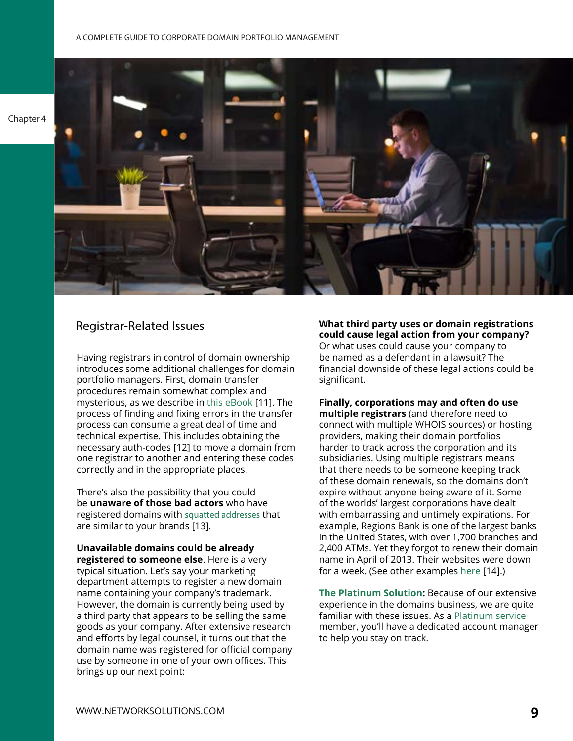## Registrar-Related Issues

Having registrars in control of domain ownership introduces some additional challenges for domain portfolio managers. First, domain transfer procedures remain somewhat complex and mysterious, as we describe in this eBook [11]. The process of finding and fixing errors in the transfer process can consume a great deal of time and technical expertise. This includes obtaining the necessary auth-codes [12] to move a domain from one registrar to another and entering these codes correctly and in the appropriate places.

There's also the possibility that you could be **unaware of those bad actors** who have registered domains with squatted addresses that are similar to your brands [13].

**Unavailable domains could be already registered to someone else**. Here is a very typical situation. Let's say your marketing department attempts to register a new domain name containing your company's trademark. However, the domain is currently being used by a third party that appears to be selling the same goods as your company. After extensive research and efforts by legal counsel, it turns out that the domain name was registered for official company use by someone in one of your own offices. This brings up our next point:

**What third party uses or domain registrations could cause legal action from your company?** Or what uses could cause your company to be named as a defendant in a lawsuit? The financial downside of these legal actions could be significant.

**Finally, corporations may and often do use multiple registrars** (and therefore need to connect with multiple WHOIS sources) or hosting providers, making their domain portfolios harder to track across the corporation and its subsidiaries. Using multiple registrars means that there needs to be someone keeping track of these domain renewals, so the domains don't expire without anyone being aware of it. Some of the worlds' largest corporations have dealt with embarrassing and untimely expirations. For example, Regions Bank is one of the largest banks in the United States, with over 1,700 branches and 2,400 ATMs. Yet they forgot to renew their domain name in April of 2013. Their websites were down for a week. (See other examples here [14].)

**The Platinum Solution:** Because of our extensive experience in the domains business, we are quite familiar with these issues. As a Platinum service member, you'll have a dedicated account manager to help you stay on track.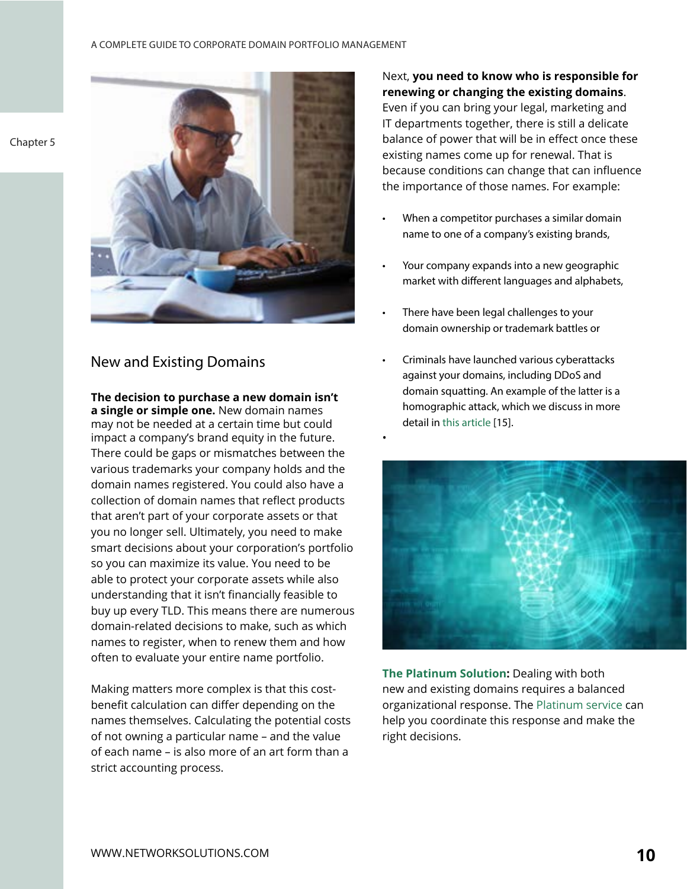## New and Existing Domains

**The decision to purchase a new domain isn't a single or simple one.** New domain names may not be needed at a certain time but could impact a company's brand equity in the future. There could be gaps or mismatches between the various trademarks your company holds and the domain names registered. You could also have a collection of domain names that reflect products that aren't part of your corporate assets or that you no longer sell. Ultimately, you need to make smart decisions about your corporation's portfolio so you can maximize its value. You need to be able to protect your corporate assets while also understanding that it isn't financially feasible to buy up every TLD. This means there are numerous domain-related decisions to make, such as which names to register, when to renew them and how often to evaluate your entire name portfolio.

Making matters more complex is that this cost-benefit calculation can differ depending on the names themselves. Calculating the potential costs of not owning a particular name – and the value of each name – is also more of an art form than a strict accounting process.

Next, **you need to know who is responsible for renewing or changing the existing domains**. Even if you can bring your legal, marketing and IT departments together, there is still a delicate balance of power that will be in effect once these existing names come up for renewal. That is because conditions can change that can influence the importance of those names. For example:

- When a competitor purchases a similar domain name to one of a company's existing brands,
- Your company expands into a new geographic market with different languages and alphabets,
- There have been legal challenges to your domain ownership or trademark battles or
- Criminals have launched various cyberattacks against your domains, including DDoS and domain squatting. An example of the latter is a homographic attack, which we discuss in more detail in this article [15].

**The Platinum Solution:** Dealing with both new and existing domains requires a balanced organizational response. The Platinum service can help you coordinate this response and make the right decisions.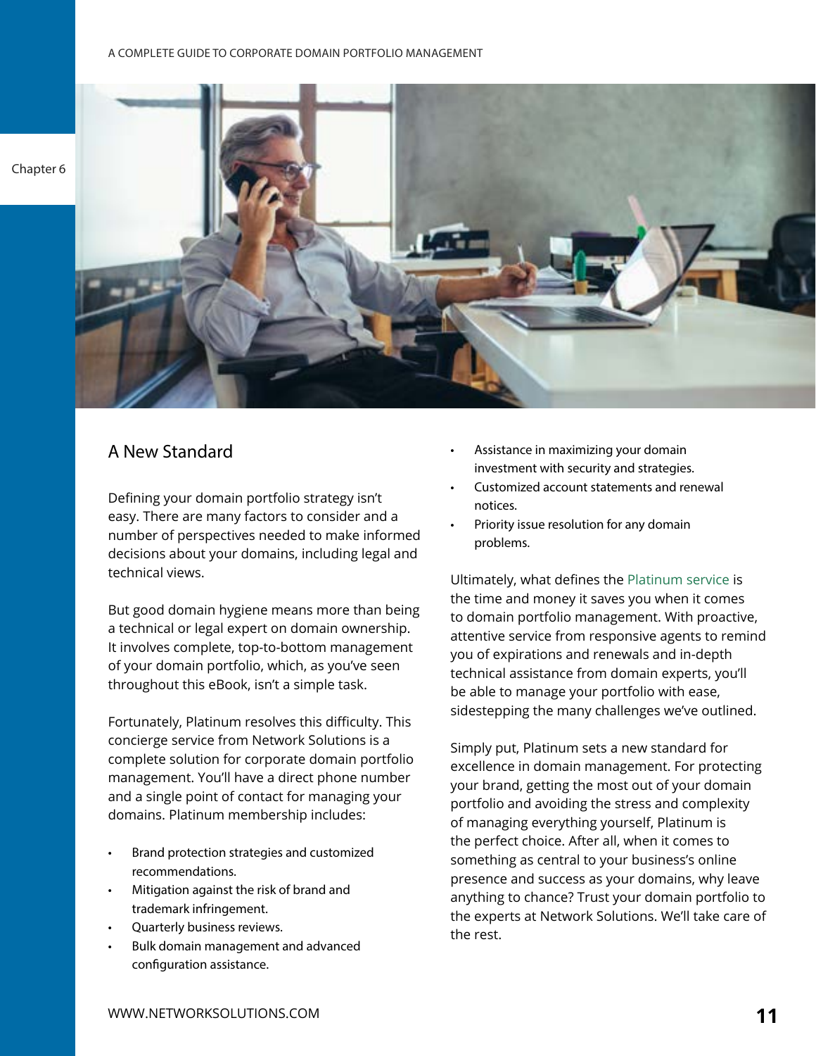## A New Standard

Defining your domain portfolio strategy isn't easy. There are many factors to consider and a number of perspectives needed to make informed decisions about your domains, including legal and technical views.

But good domain hygiene means more than being a technical or legal expert on domain ownership. It involves complete, top-to-bottom management of your domain portfolio, which, as you've seen throughout this eBook, isn't a simple task.

Fortunately, Platinum resolves this difficulty. This concierge service from Network Solutions is a complete solution for corporate domain portfolio management. You'll have a direct phone number and a single point of contact for managing your domains. Platinum membership includes:

- Brand protection strategies and customized recommendations.
- Mitigation against the risk of brand and trademark infringement.
- Quarterly business reviews.
- Bulk domain management and advanced configuration assistance.
- Assistance in maximizing your domain investment with security and strategies.
- Customized account statements and renewal notices.
- Priority issue resolution for any domain problems.

Ultimately, what defines the Platinum service is the time and money it saves you when it comes to domain portfolio management. With proactive, attentive service from responsive agents to remind you of expirations and renewals and in-depth technical assistance from domain experts, you'll be able to manage your portfolio with ease, sidestepping the many challenges we've outlined.

Simply put, Platinum sets a new standard for excellence in domain management. For protecting your brand, getting the most out of your domain portfolio and avoiding the stress and complexity of managing everything yourself, Platinum is the perfect choice. After all, when it comes to something as central to your business's online presence and success as your domains, why leave anything to chance? Trust your domain portfolio to the experts at Network Solutions. We'll take care of the rest.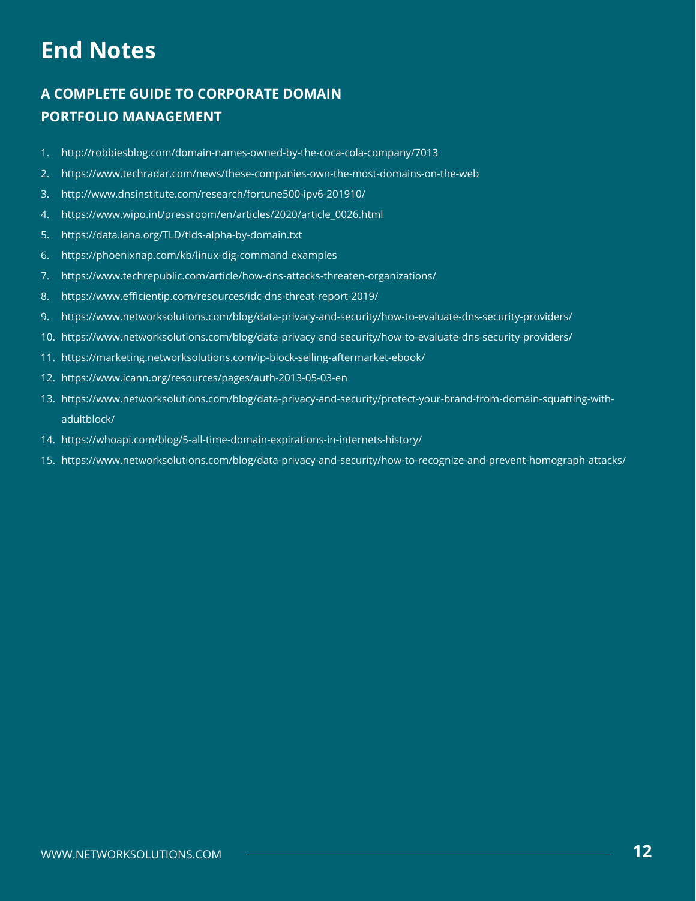# End Notes

### A COMPLETE GUIDE TO CORPORATE DOMAIN PORTFOLIO MANAGEMENT

1. http://robbiesblog.com/domain-names-owned-by-the-coca-cola-company/7013
2. https://www.techradar.com/news/these-companies-own-the-most-domains-on-the-web
3. http://www.dnsinstitute.com/research/fortune500-ipv6-201910/
4. https://www.wipo.int/pressroom/en/articles/2020/article_0026.html
5. https://data.iana.org/TLD/tlds-alpha-by-domain.txt
6. https://phoenixnap.com/kb/linux-dig-command-examples
7. https://www.techrepublic.com/article/how-dns-attacks-threaten-organizations/
8. https://www.efficientip.com/resources/idc-dns-threat-report-2019/
9. https://www.networksolutions.com/blog/data-privacy-and-security/how-to-evaluate-dns-security-providers/
10. https://www.networksolutions.com/blog/data-privacy-and-security/how-to-evaluate-dns-security-providers/
11. https://marketing.networksolutions.com/ip-block-selling-aftermarket-ebook/
12. https://www.icann.org/resources/pages/auth-2013-05-03-en
13. https://www.networksolutions.com/blog/data-privacy-and-security/protect-your-brand-from-domain-squatting-with-adultblock/
14. https://whoapi.com/blog/5-all-time-domain-expirations-in-internets-history/
15. https://www.networksolutions.com/blog/data-privacy-and-security/how-to-recognize-and-prevent-homograph-attacks/